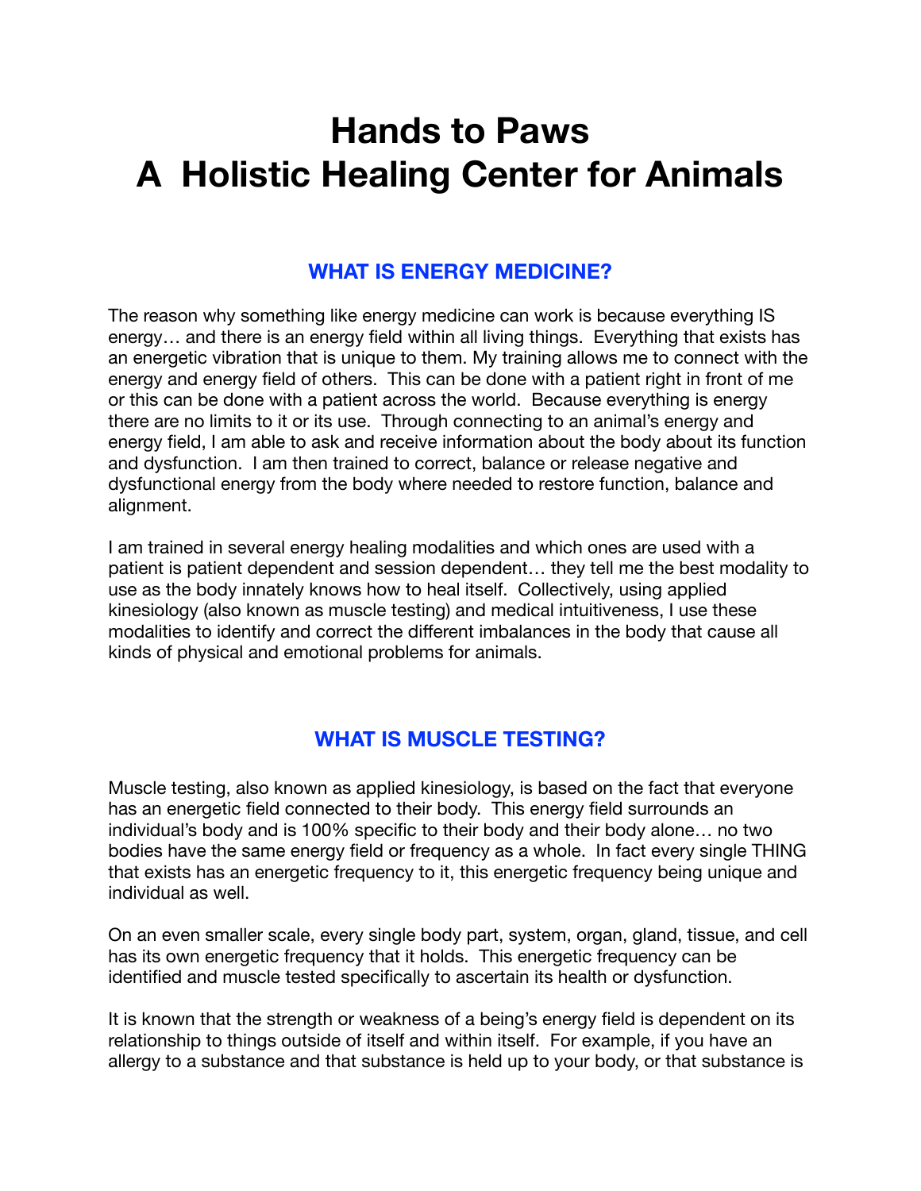# Hands to Paws
# A Holistic Healing Center for Animals

## WHAT IS ENERGY MEDICINE?

The reason why something like energy medicine can work is because everything IS energy… and there is an energy field within all living things. Everything that exists has an energetic vibration that is unique to them. My training allows me to connect with the energy and energy field of others. This can be done with a patient right in front of me or this can be done with a patient across the world. Because everything is energy there are no limits to it or its use. Through connecting to an animal's energy and energy field, I am able to ask and receive information about the body about its function and dysfunction. I am then trained to correct, balance or release negative and dysfunctional energy from the body where needed to restore function, balance and alignment.

I am trained in several energy healing modalities and which ones are used with a patient is patient dependent and session dependent… they tell me the best modality to use as the body innately knows how to heal itself. Collectively, using applied kinesiology (also known as muscle testing) and medical intuitiveness, I use these modalities to identify and correct the different imbalances in the body that cause all kinds of physical and emotional problems for animals.

## WHAT IS MUSCLE TESTING?

Muscle testing, also known as applied kinesiology, is based on the fact that everyone has an energetic field connected to their body. This energy field surrounds an individual's body and is 100% specific to their body and their body alone… no two bodies have the same energy field or frequency as a whole. In fact every single THING that exists has an energetic frequency to it, this energetic frequency being unique and individual as well.

On an even smaller scale, every single body part, system, organ, gland, tissue, and cell has its own energetic frequency that it holds. This energetic frequency can be identified and muscle tested specifically to ascertain its health or dysfunction.

It is known that the strength or weakness of a being's energy field is dependent on its relationship to things outside of itself and within itself. For example, if you have an allergy to a substance and that substance is held up to your body, or that substance is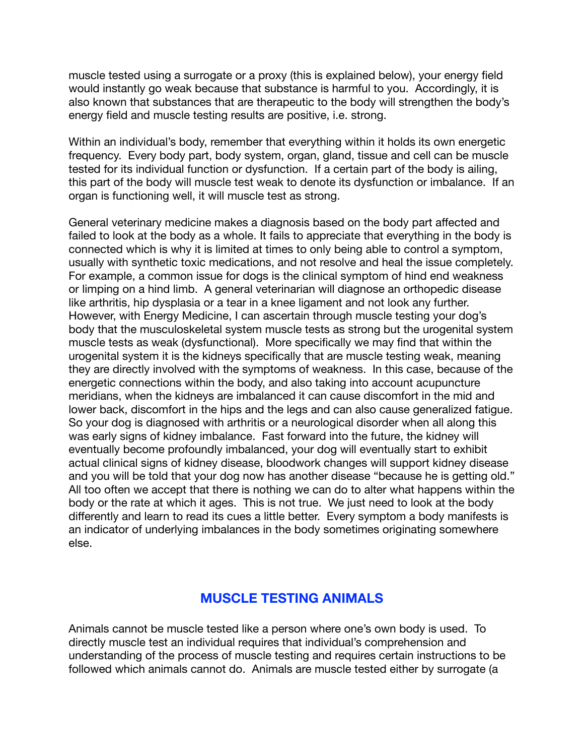muscle tested using a surrogate or a proxy (this is explained below), your energy field would instantly go weak because that substance is harmful to you. Accordingly, it is also known that substances that are therapeutic to the body will strengthen the body's energy field and muscle testing results are positive, i.e. strong.

Within an individual's body, remember that everything within it holds its own energetic frequency. Every body part, body system, organ, gland, tissue and cell can be muscle tested for its individual function or dysfunction. If a certain part of the body is ailing, this part of the body will muscle test weak to denote its dysfunction or imbalance. If an organ is functioning well, it will muscle test as strong.

General veterinary medicine makes a diagnosis based on the body part affected and failed to look at the body as a whole. It fails to appreciate that everything in the body is connected which is why it is limited at times to only being able to control a symptom, usually with synthetic toxic medications, and not resolve and heal the issue completely. For example, a common issue for dogs is the clinical symptom of hind end weakness or limping on a hind limb. A general veterinarian will diagnose an orthopedic disease like arthritis, hip dysplasia or a tear in a knee ligament and not look any further. However, with Energy Medicine, I can ascertain through muscle testing your dog's body that the musculoskeletal system muscle tests as strong but the urogenital system muscle tests as weak (dysfunctional). More specifically we may find that within the urogenital system it is the kidneys specifically that are muscle testing weak, meaning they are directly involved with the symptoms of weakness. In this case, because of the energetic connections within the body, and also taking into account acupuncture meridians, when the kidneys are imbalanced it can cause discomfort in the mid and lower back, discomfort in the hips and the legs and can also cause generalized fatigue. So your dog is diagnosed with arthritis or a neurological disorder when all along this was early signs of kidney imbalance. Fast forward into the future, the kidney will eventually become profoundly imbalanced, your dog will eventually start to exhibit actual clinical signs of kidney disease, bloodwork changes will support kidney disease and you will be told that your dog now has another disease "because he is getting old." All too often we accept that there is nothing we can do to alter what happens within the body or the rate at which it ages. This is not true. We just need to look at the body differently and learn to read its cues a little better. Every symptom a body manifests is an indicator of underlying imbalances in the body sometimes originating somewhere else.

## MUSCLE TESTING ANIMALS

Animals cannot be muscle tested like a person where one's own body is used. To directly muscle test an individual requires that individual's comprehension and understanding of the process of muscle testing and requires certain instructions to be followed which animals cannot do. Animals are muscle tested either by surrogate (a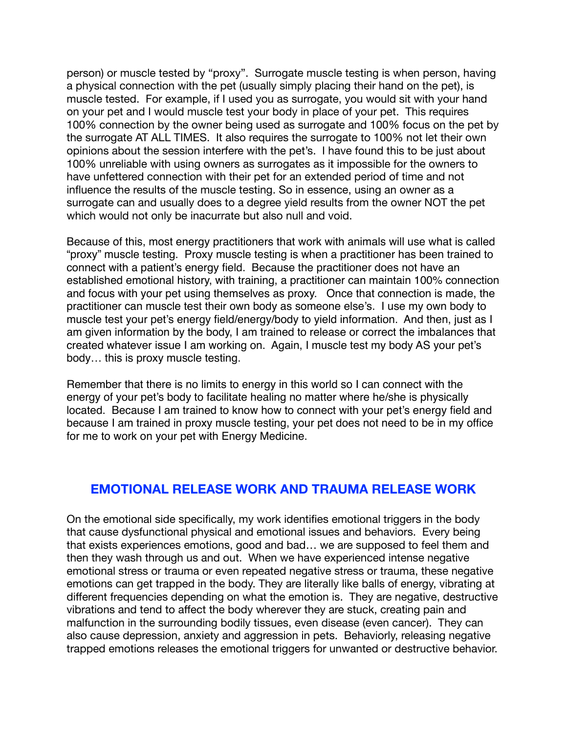person) or muscle tested by "proxy". Surrogate muscle testing is when person, having a physical connection with the pet (usually simply placing their hand on the pet), is muscle tested. For example, if I used you as surrogate, you would sit with your hand on your pet and I would muscle test your body in place of your pet. This requires 100% connection by the owner being used as surrogate and 100% focus on the pet by the surrogate AT ALL TIMES. It also requires the surrogate to 100% not let their own opinions about the session interfere with the pet's. I have found this to be just about 100% unreliable with using owners as surrogates as it impossible for the owners to have unfettered connection with their pet for an extended period of time and not influence the results of the muscle testing. So in essence, using an owner as a surrogate can and usually does to a degree yield results from the owner NOT the pet which would not only be inacurrate but also null and void.

Because of this, most energy practitioners that work with animals will use what is called "proxy" muscle testing. Proxy muscle testing is when a practitioner has been trained to connect with a patient's energy field. Because the practitioner does not have an established emotional history, with training, a practitioner can maintain 100% connection and focus with your pet using themselves as proxy. Once that connection is made, the practitioner can muscle test their own body as someone else's. I use my own body to muscle test your pet's energy field/energy/body to yield information. And then, just as I am given information by the body, I am trained to release or correct the imbalances that created whatever issue I am working on. Again, I muscle test my body AS your pet's body… this is proxy muscle testing.

Remember that there is no limits to energy in this world so I can connect with the energy of your pet's body to facilitate healing no matter where he/she is physically located. Because I am trained to know how to connect with your pet's energy field and because I am trained in proxy muscle testing, your pet does not need to be in my office for me to work on your pet with Energy Medicine.

## EMOTIONAL RELEASE WORK AND TRAUMA RELEASE WORK

On the emotional side specifically, my work identifies emotional triggers in the body that cause dysfunctional physical and emotional issues and behaviors. Every being that exists experiences emotions, good and bad… we are supposed to feel them and then they wash through us and out. When we have experienced intense negative emotional stress or trauma or even repeated negative stress or trauma, these negative emotions can get trapped in the body. They are literally like balls of energy, vibrating at different frequencies depending on what the emotion is. They are negative, destructive vibrations and tend to affect the body wherever they are stuck, creating pain and malfunction in the surrounding bodily tissues, even disease (even cancer). They can also cause depression, anxiety and aggression in pets. Behaviorly, releasing negative trapped emotions releases the emotional triggers for unwanted or destructive behavior.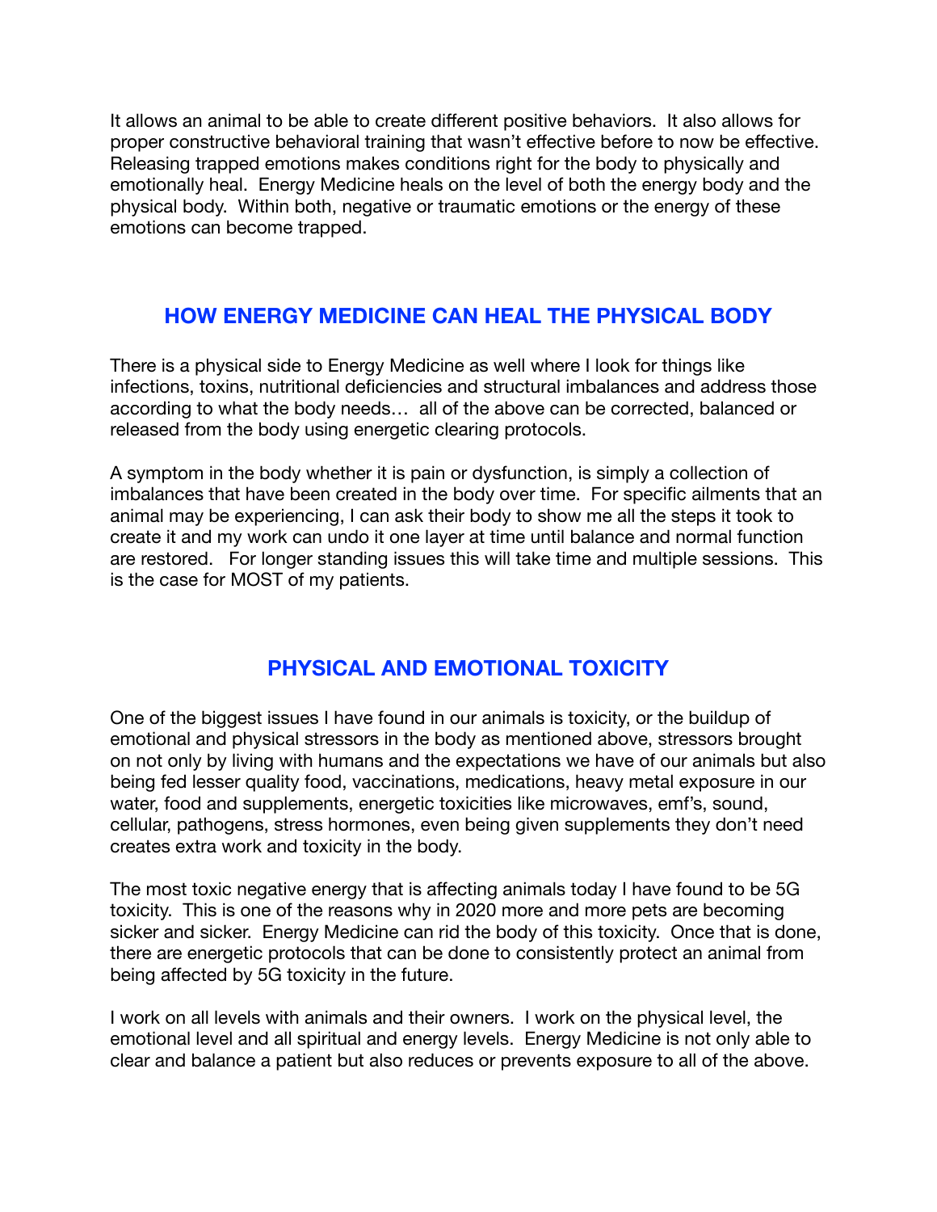It allows an animal to be able to create different positive behaviors. It also allows for proper constructive behavioral training that wasn't effective before to now be effective. Releasing trapped emotions makes conditions right for the body to physically and emotionally heal. Energy Medicine heals on the level of both the energy body and the physical body. Within both, negative or traumatic emotions or the energy of these emotions can become trapped.

## HOW ENERGY MEDICINE CAN HEAL THE PHYSICAL BODY

There is a physical side to Energy Medicine as well where I look for things like infections, toxins, nutritional deficiencies and structural imbalances and address those according to what the body needs… all of the above can be corrected, balanced or released from the body using energetic clearing protocols.

A symptom in the body whether it is pain or dysfunction, is simply a collection of imbalances that have been created in the body over time. For specific ailments that an animal may be experiencing, I can ask their body to show me all the steps it took to create it and my work can undo it one layer at time until balance and normal function are restored. For longer standing issues this will take time and multiple sessions. This is the case for MOST of my patients.

## PHYSICAL AND EMOTIONAL TOXICITY

One of the biggest issues I have found in our animals is toxicity, or the buildup of emotional and physical stressors in the body as mentioned above, stressors brought on not only by living with humans and the expectations we have of our animals but also being fed lesser quality food, vaccinations, medications, heavy metal exposure in our water, food and supplements, energetic toxicities like microwaves, emf's, sound, cellular, pathogens, stress hormones, even being given supplements they don't need creates extra work and toxicity in the body.

The most toxic negative energy that is affecting animals today I have found to be 5G toxicity. This is one of the reasons why in 2020 more and more pets are becoming sicker and sicker. Energy Medicine can rid the body of this toxicity. Once that is done, there are energetic protocols that can be done to consistently protect an animal from being affected by 5G toxicity in the future.

I work on all levels with animals and their owners. I work on the physical level, the emotional level and all spiritual and energy levels. Energy Medicine is not only able to clear and balance a patient but also reduces or prevents exposure to all of the above.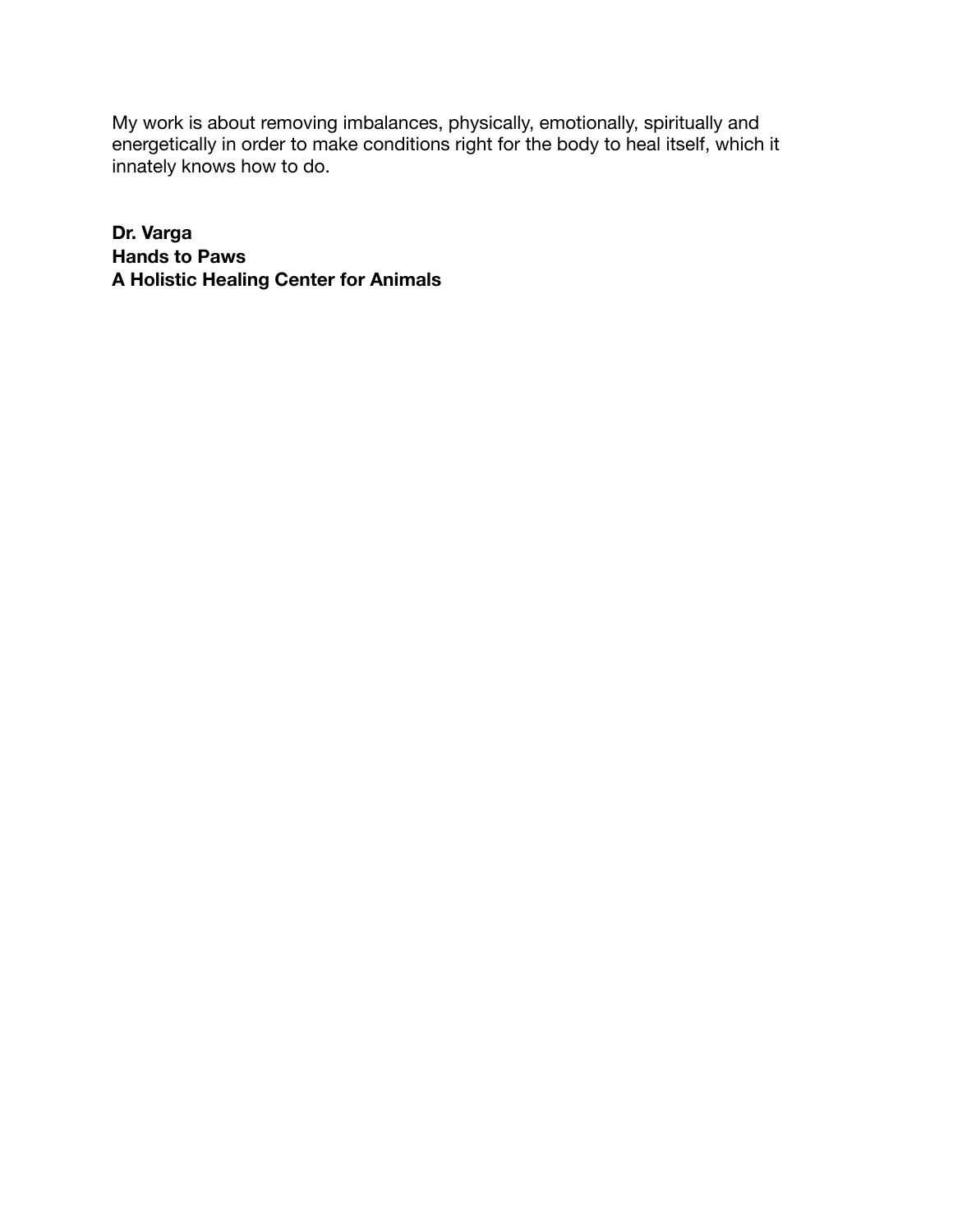My work is about removing imbalances, physically, emotionally, spiritually and energetically in order to make conditions right for the body to heal itself, which it innately knows how to do.

**Dr. Varga**
**Hands to Paws**
**A Holistic Healing Center for Animals**